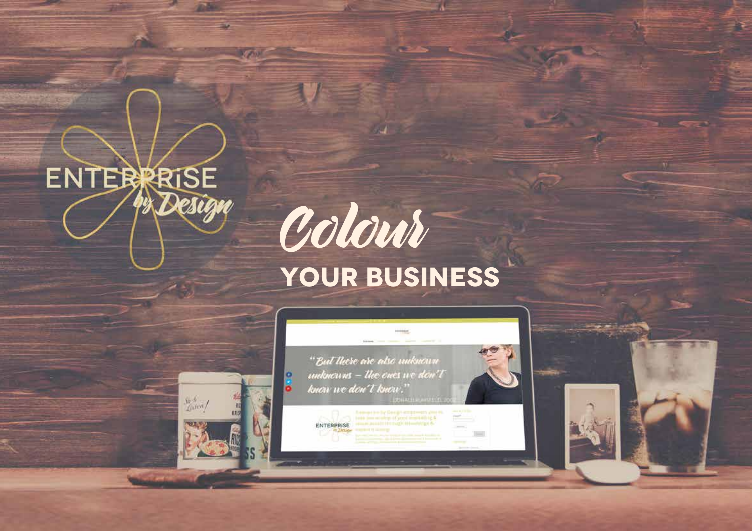ENTERPRiSE by Design

# Colour YOUR BUSINESS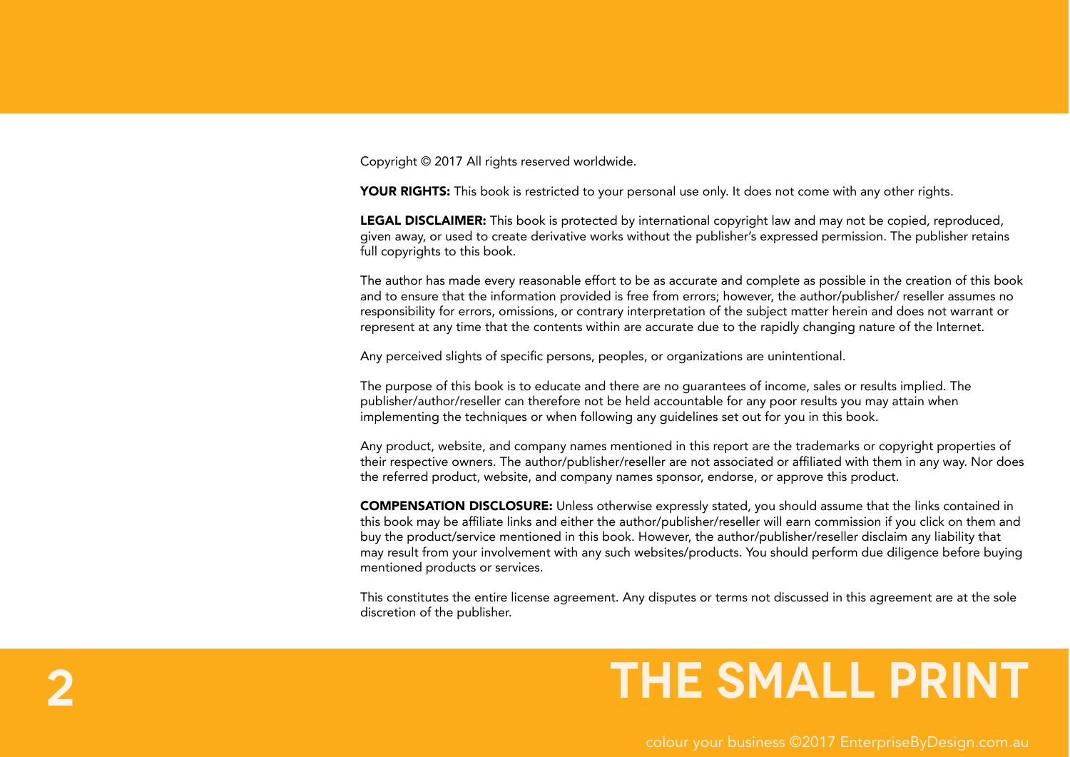# THE SMALL PRINT

Copyright © 2017 All rights reserved worldwide.

**YOUR RIGHTS:** This book is restricted to your personal use only. It does not come with any other rights.

**LEGAL DISCLAIMER:** This book is protected by international copyright law and may not be copied, reproduced, given away, or used to create derivative works without the publisher's expressed permission. The publisher retains full copyrights to this book.

The author has made every reasonable effort to be as accurate and complete as possible in the creation of this book and to ensure that the information provided is free from errors; however, the author/publisher/ reseller assumes no responsibility for errors, omissions, or contrary interpretation of the subject matter herein and does not warrant or represent at any time that the contents within are accurate due to the rapidly changing nature of the Internet.

Any perceived slights of specific persons, peoples, or organizations are unintentional.

The purpose of this book is to educate and there are no guarantees of income, sales or results implied. The publisher/author/reseller can therefore not be held accountable for any poor results you may attain when implementing the techniques or when following any guidelines set out for you in this book.

Any product, website, and company names mentioned in this report are the trademarks or copyright properties of their respective owners. The author/publisher/reseller are not associated or affiliated with them in any way. Nor does the referred product, website, and company names sponsor, endorse, or approve this product.

**COMPENSATION DISCLOSURE:** Unless otherwise expressly stated, you should assume that the links contained in this book may be affiliate links and either the author/publisher/reseller will earn commission if you click on them and buy the product/service mentioned in this book. However, the author/publisher/reseller disclaim any liability that may result from your involvement with any such websites/products. You should perform due diligence before buying mentioned products or services.

This constitutes the entire license agreement. Any disputes or terms not discussed in this agreement are at the sole discretion of the publisher.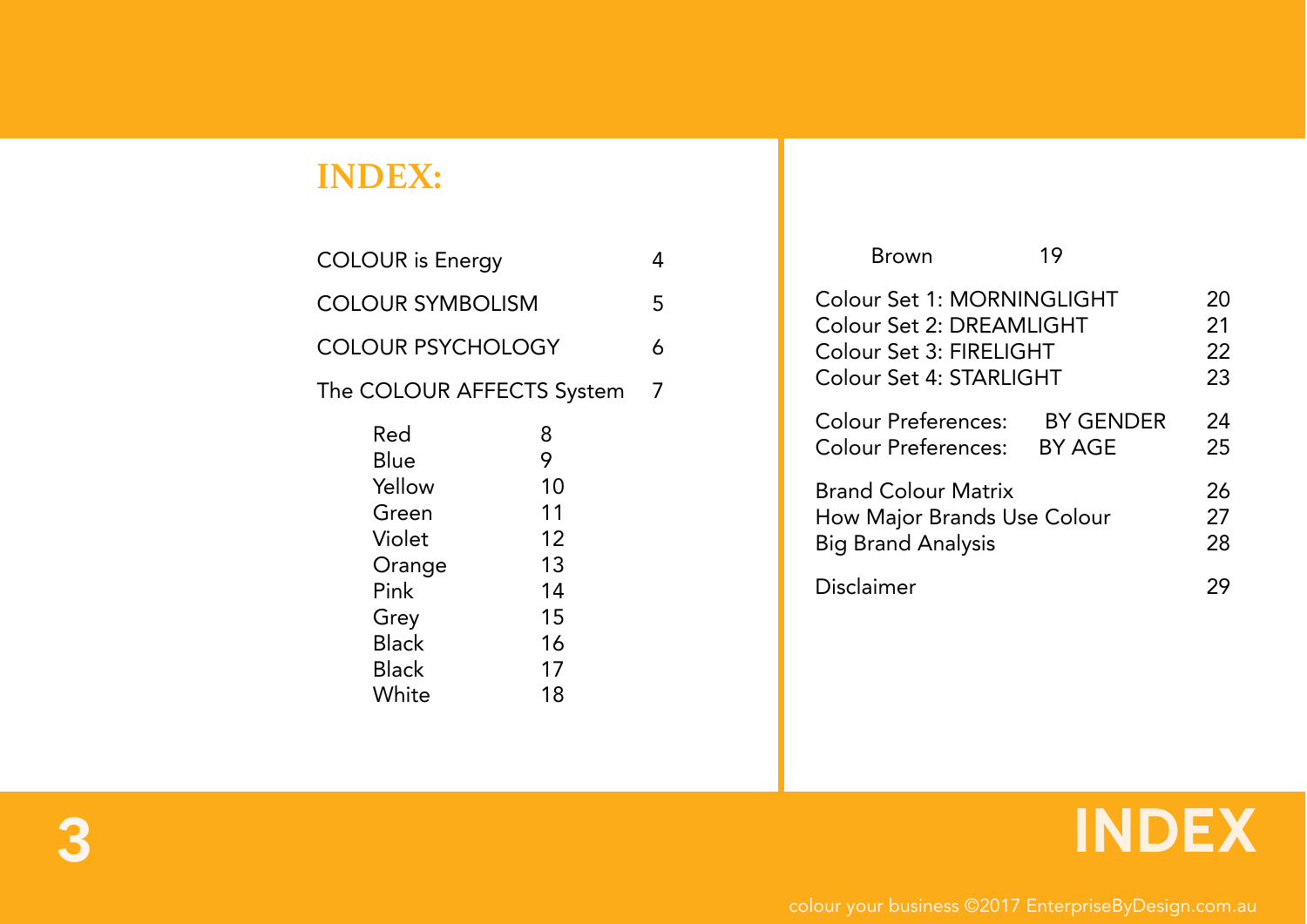# INDEX:

| | |
|---|---|
| COLOUR is Energy | 4 |
| COLOUR SYMBOLISM | 5 |
| COLOUR PSYCHOLOGY | 6 |
| The COLOUR AFFECTS System | 7 |
| Red | 8 |
| Blue | 9 |
| Yellow | 10 |
| Green | 11 |
| Violet | 12 |
| Orange | 13 |
| Pink | 14 |
| Grey | 15 |
| Black | 16 |
| Black | 17 |
| White | 18 |
| Brown | 19 |
| Colour Set 1: MORNINGLIGHT | 20 |
| Colour Set 2: DREAMLIGHT | 21 |
| Colour Set 3: FIRELIGHT | 22 |
| Colour Set 4: STARLIGHT | 23 |
| Colour Preferences: BY GENDER | 24 |
| Colour Preferences: BY AGE | 25 |
| Brand Colour Matrix | 26 |
| How Major Brands Use Colour | 27 |
| Big Brand Analysis | 28 |
| Disclaimer | 29 |

INDEX

colour your business ©2017 EnterpriseByDesign.com.au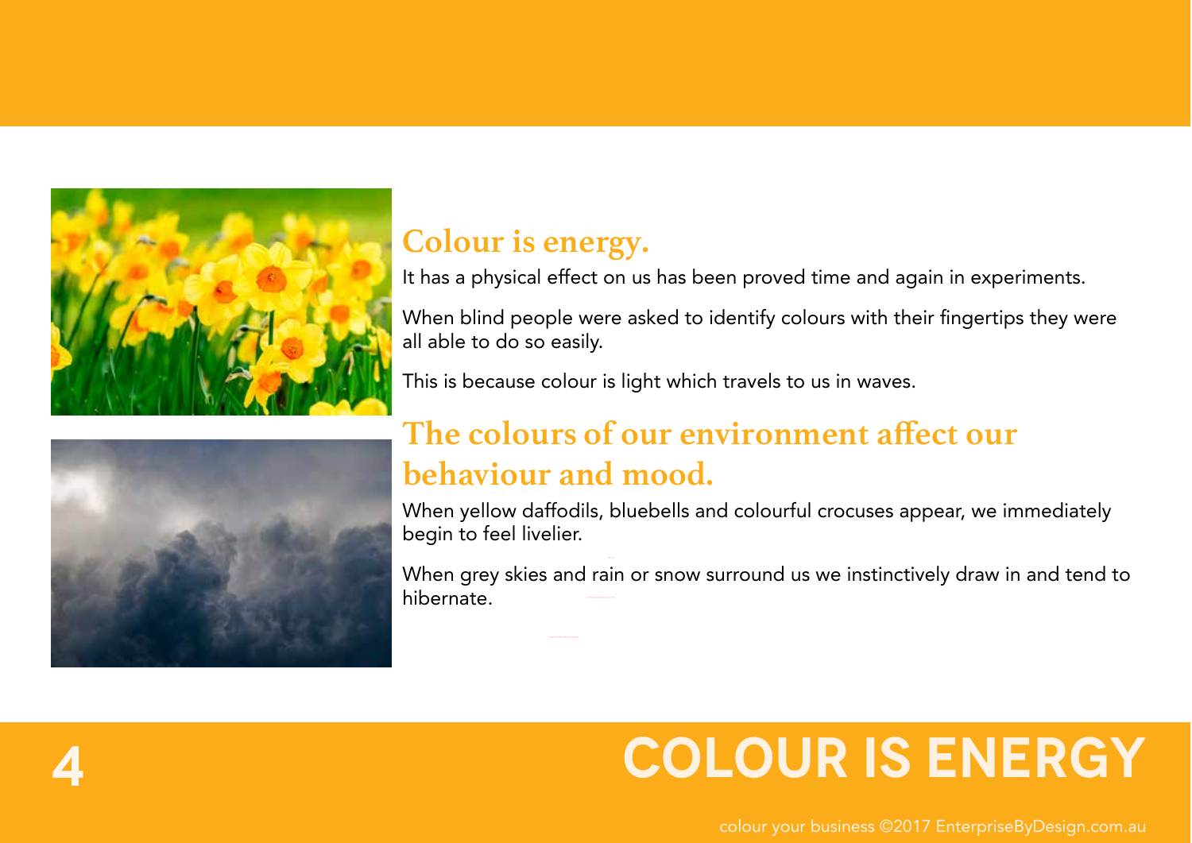## Colour is energy.

It has a physical effect on us has been proved time and again in experiments.

When blind people were asked to identify colours with their fingertips they were all able to do so easily.

This is because colour is light which travels to us in waves.

## The colours of our environment affect our behaviour and mood.

When yellow daffodils, bluebells and colourful crocuses appear, we immediately begin to feel livelier.

When grey skies and rain or snow surround us we instinctively draw in and tend to hibernate.

# COLOUR IS ENERGY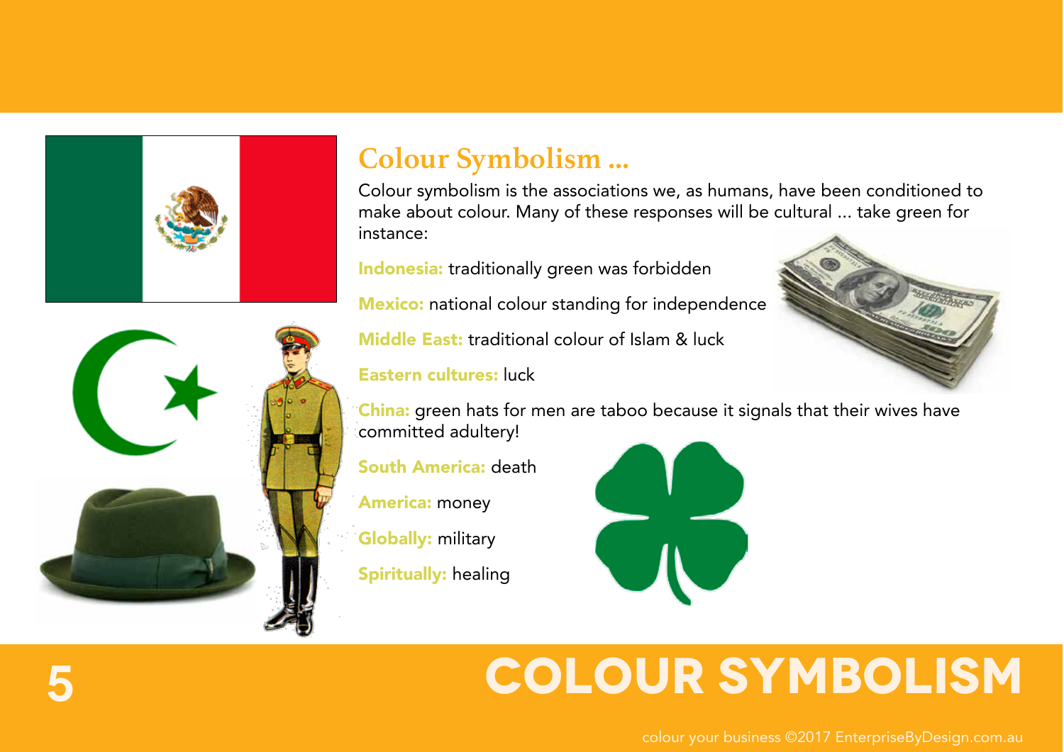# COLOUR SYMBOLISM

## Colour Symbolism ...

Colour symbolism is the associations we, as humans, have been conditioned to make about colour. Many of these responses will be cultural ... take green for instance:

**Indonesia:** traditionally green was forbidden

**Mexico:** national colour standing for independence

**Middle East:** traditional colour of Islam & luck

**Eastern cultures:** luck

**China:** green hats for men are taboo because it signals that their wives have committed adultery!

**South America:** death

**America:** money

**Globally:** military

**Spiritually:** healing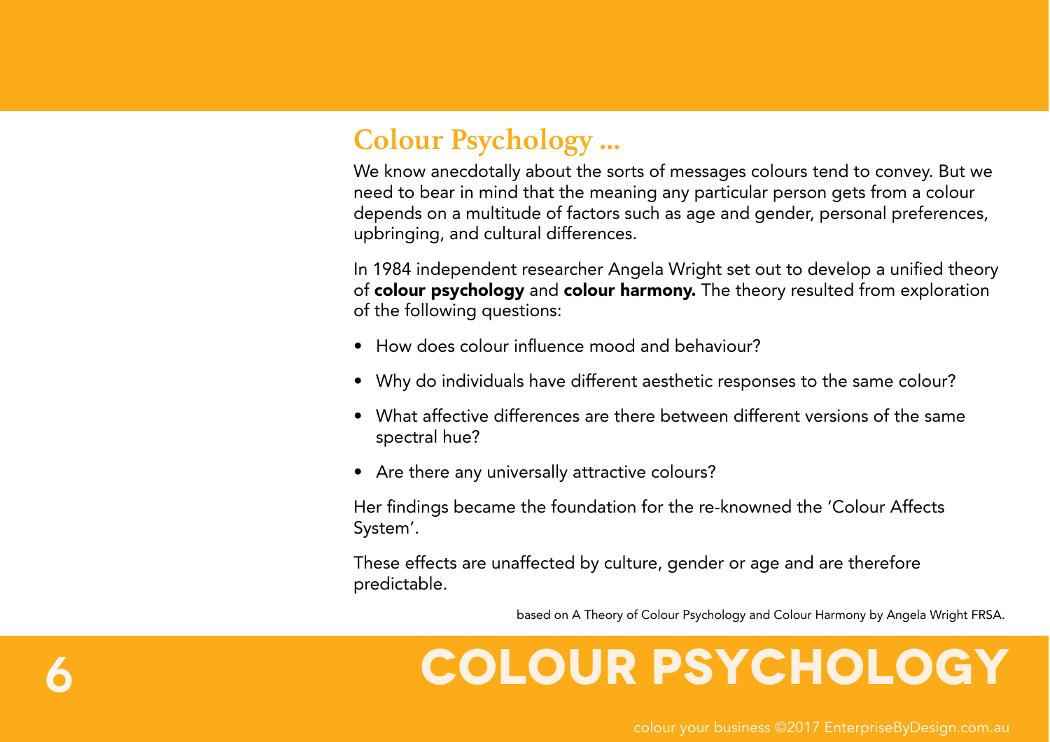## Colour Psychology ...

We know anecdotally about the sorts of messages colours tend to convey. But we need to bear in mind that the meaning any particular person gets from a colour depends on a multitude of factors such as age and gender, personal preferences, upbringing, and cultural differences.

In 1984 independent researcher Angela Wright set out to develop a unified theory of **colour psychology** and **colour harmony.** The theory resulted from exploration of the following questions:

- How does colour influence mood and behaviour?
- Why do individuals have different aesthetic responses to the same colour?
- What affective differences are there between different versions of the same spectral hue?
- Are there any universally attractive colours?

Her findings became the foundation for the re-knowned the 'Colour Affects System'.

These effects are unaffected by culture, gender or age and are therefore predictable.

based on A Theory of Colour Psychology and Colour Harmony by Angela Wright FRSA.

# COLOUR PSYCHOLOGY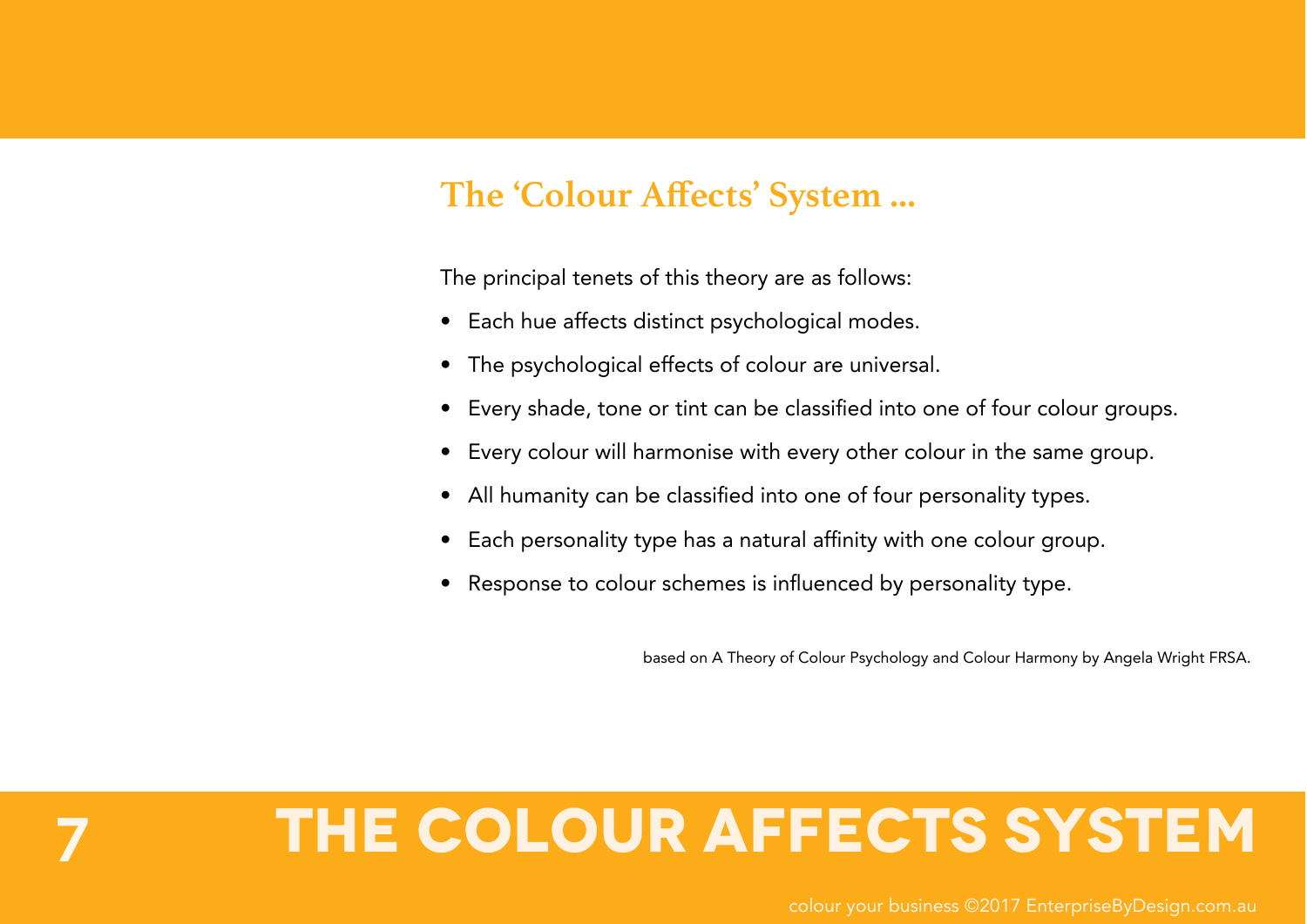# 7 THE COLOUR AFFECTS SYSTEM

## The 'Colour Affects' System ...

The principal tenets of this theory are as follows:

- Each hue affects distinct psychological modes.
- The psychological effects of colour are universal.
- Every shade, tone or tint can be classified into one of four colour groups.
- Every colour will harmonise with every other colour in the same group.
- All humanity can be classified into one of four personality types.
- Each personality type has a natural affinity with one colour group.
- Response to colour schemes is influenced by personality type.

based on A Theory of Colour Psychology and Colour Harmony by Angela Wright FRSA.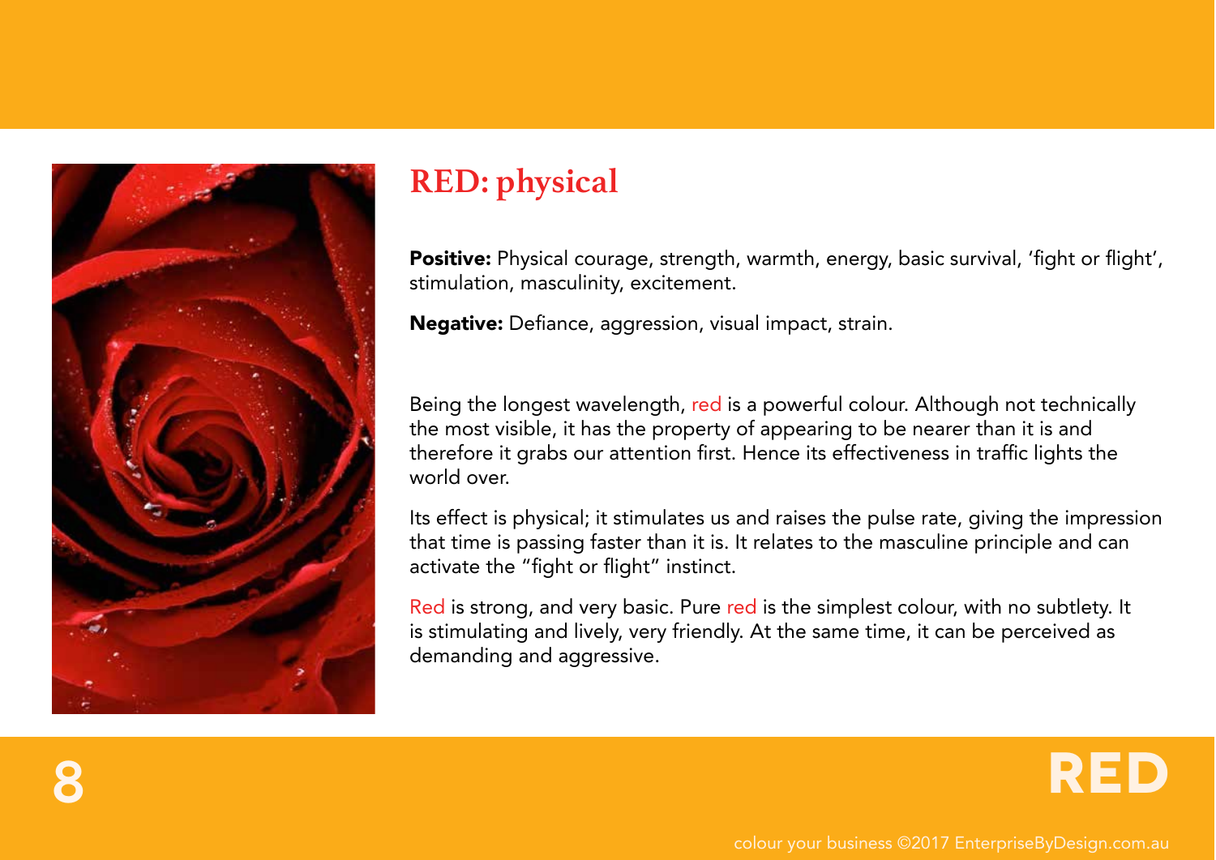# RED: physical

**Positive:** Physical courage, strength, warmth, energy, basic survival, 'fight or flight', stimulation, masculinity, excitement.

**Negative:** Defiance, aggression, visual impact, strain.

Being the longest wavelength, red is a powerful colour. Although not technically the most visible, it has the property of appearing to be nearer than it is and therefore it grabs our attention first. Hence its effectiveness in traffic lights the world over.

Its effect is physical; it stimulates us and raises the pulse rate, giving the impression that time is passing faster than it is. It relates to the masculine principle and can activate the "fight or flight" instinct.

Red is strong, and very basic. Pure red is the simplest colour, with no subtlety. It is stimulating and lively, very friendly. At the same time, it can be perceived as demanding and aggressive.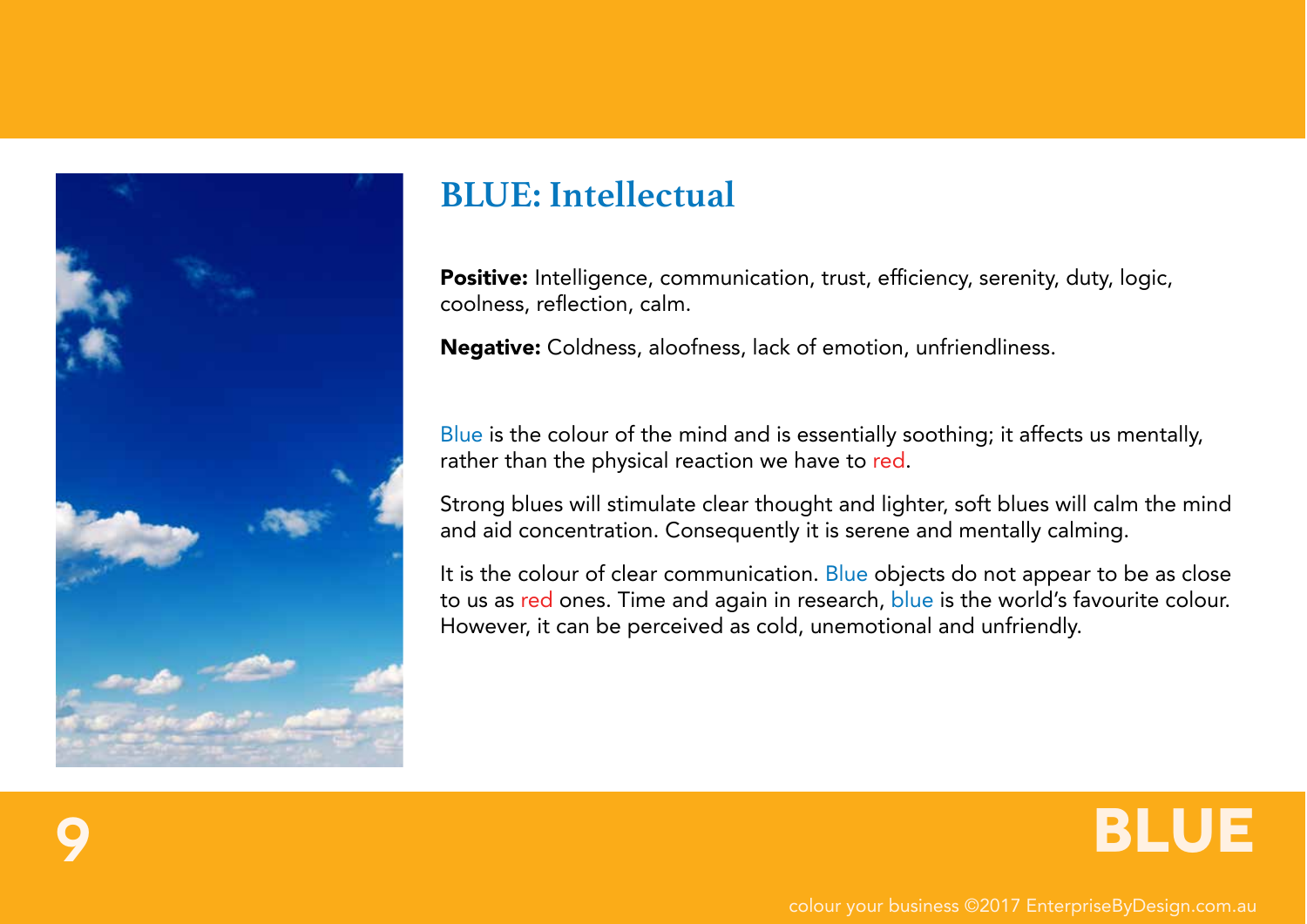# BLUE: Intellectual

**Positive:** Intelligence, communication, trust, efficiency, serenity, duty, logic, coolness, reflection, calm.

**Negative:** Coldness, aloofness, lack of emotion, unfriendliness.

Blue is the colour of the mind and is essentially soothing; it affects us mentally, rather than the physical reaction we have to red.

Strong blues will stimulate clear thought and lighter, soft blues will calm the mind and aid concentration. Consequently it is serene and mentally calming.

It is the colour of clear communication. Blue objects do not appear to be as close to us as red ones. Time and again in research, blue is the world's favourite colour. However, it can be perceived as cold, unemotional and unfriendly.

BLUE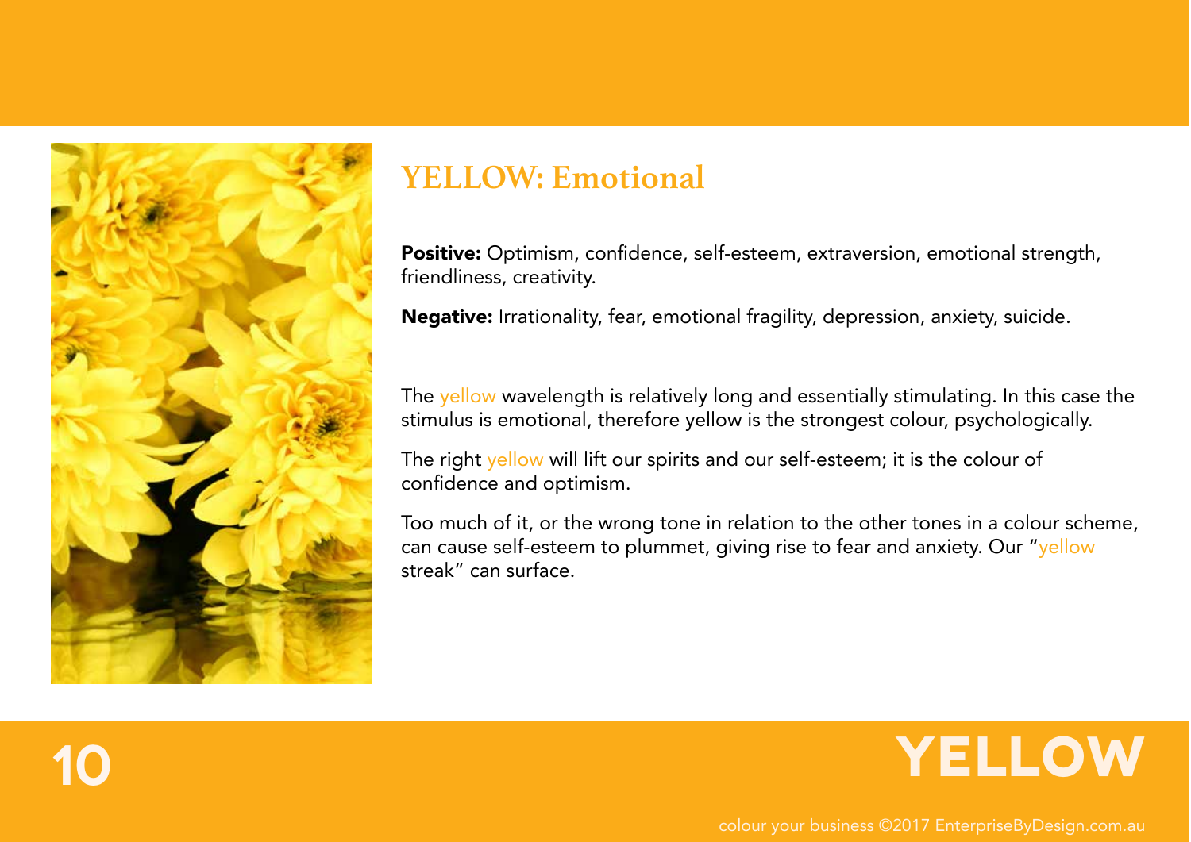## YELLOW: Emotional

**Positive:** Optimism, confidence, self-esteem, extraversion, emotional strength, friendliness, creativity.

**Negative:** Irrationality, fear, emotional fragility, depression, anxiety, suicide.

The yellow wavelength is relatively long and essentially stimulating. In this case the stimulus is emotional, therefore yellow is the strongest colour, psychologically.

The right yellow will lift our spirits and our self-esteem; it is the colour of confidence and optimism.

Too much of it, or the wrong tone in relation to the other tones in a colour scheme, can cause self-esteem to plummet, giving rise to fear and anxiety. Our "yellow streak" can surface.

# YELLOW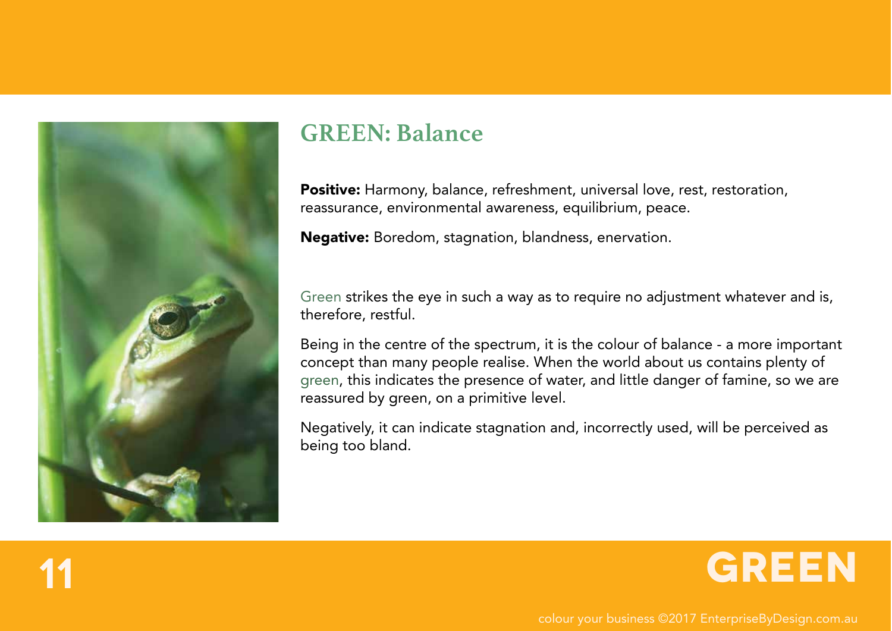## GREEN: Balance

**Positive:** Harmony, balance, refreshment, universal love, rest, restoration, reassurance, environmental awareness, equilibrium, peace.

**Negative:** Boredom, stagnation, blandness, enervation.

Green strikes the eye in such a way as to require no adjustment whatever and is, therefore, restful.

Being in the centre of the spectrum, it is the colour of balance - a more important concept than many people realise. When the world about us contains plenty of green, this indicates the presence of water, and little danger of famine, so we are reassured by green, on a primitive level.

Negatively, it can indicate stagnation and, incorrectly used, will be perceived as being too bland.

GREEN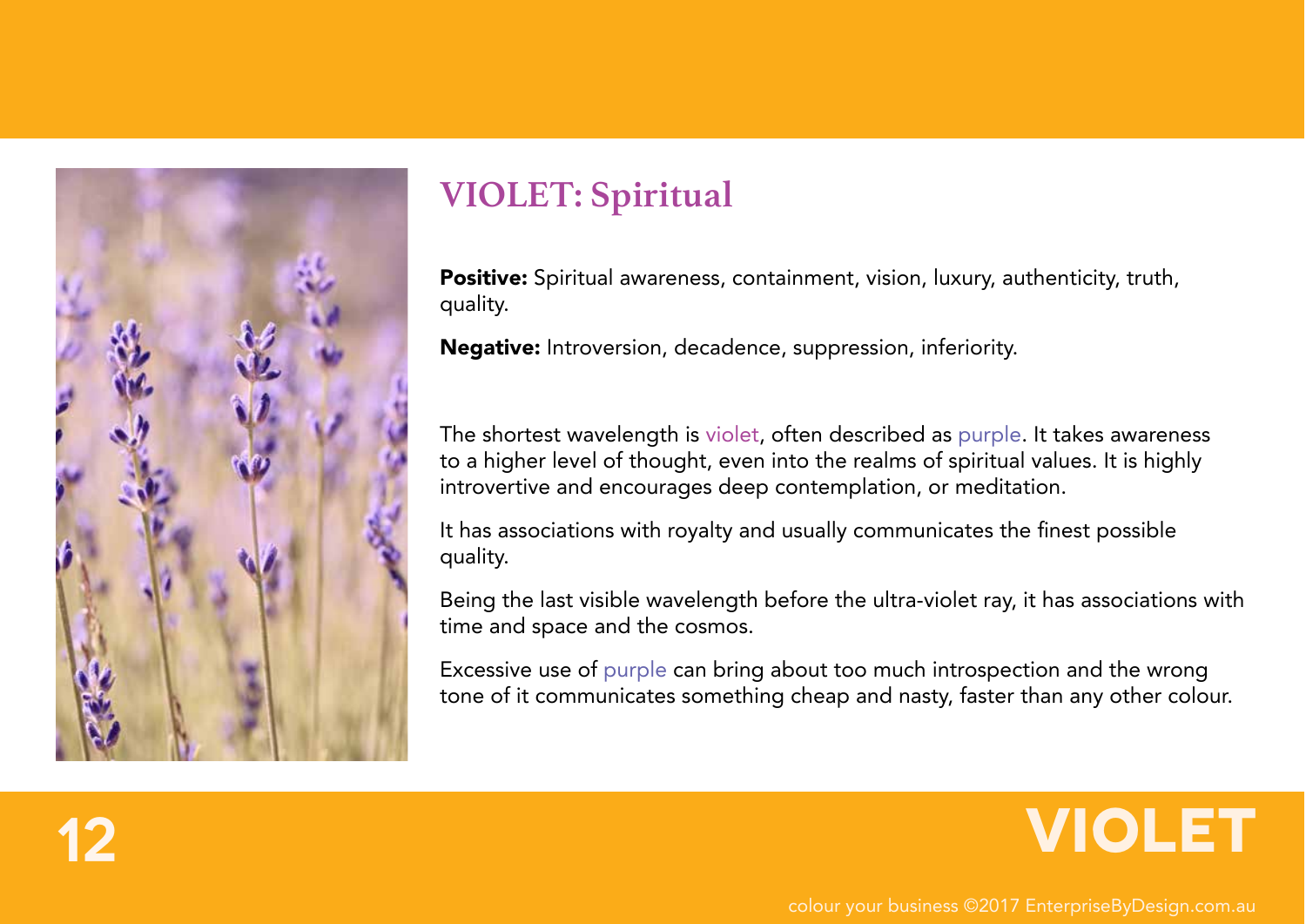## VIOLET: Spiritual

**Positive:** Spiritual awareness, containment, vision, luxury, authenticity, truth, quality.

**Negative:** Introversion, decadence, suppression, inferiority.

The shortest wavelength is violet, often described as purple. It takes awareness to a higher level of thought, even into the realms of spiritual values. It is highly introvertive and encourages deep contemplation, or meditation.

It has associations with royalty and usually communicates the finest possible quality.

Being the last visible wavelength before the ultra-violet ray, it has associations with time and space and the cosmos.

Excessive use of purple can bring about too much introspection and the wrong tone of it communicates something cheap and nasty, faster than any other colour.

# VIOLET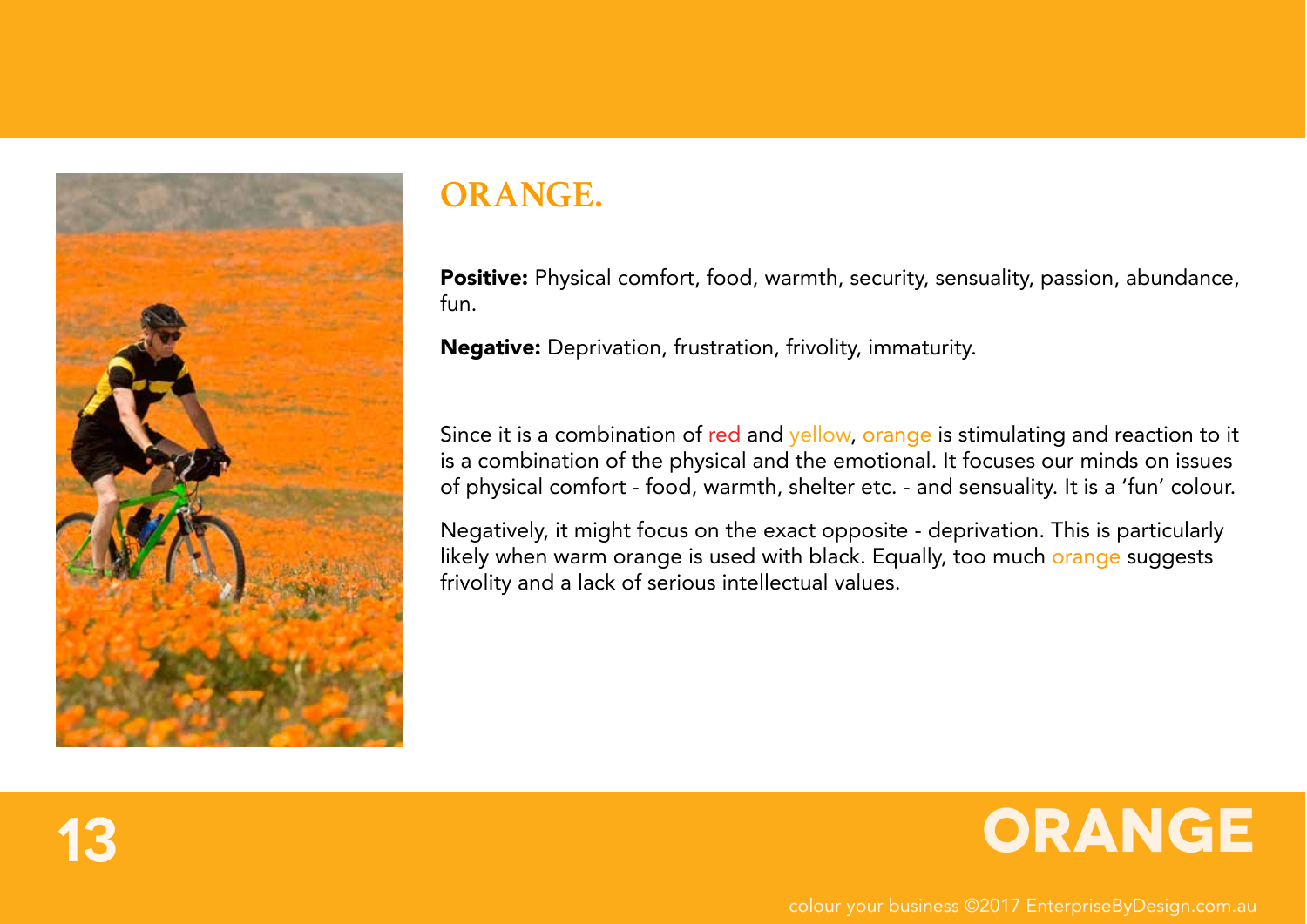# ORANGE.

**Positive:** Physical comfort, food, warmth, security, sensuality, passion, abundance, fun.

**Negative:** Deprivation, frustration, frivolity, immaturity.

Since it is a combination of red and yellow, orange is stimulating and reaction to it is a combination of the physical and the emotional. It focuses our minds on issues of physical comfort - food, warmth, shelter etc. - and sensuality. It is a 'fun' colour.

Negatively, it might focus on the exact opposite - deprivation. This is particularly likely when warm orange is used with black. Equally, too much orange suggests frivolity and a lack of serious intellectual values.

ORANGE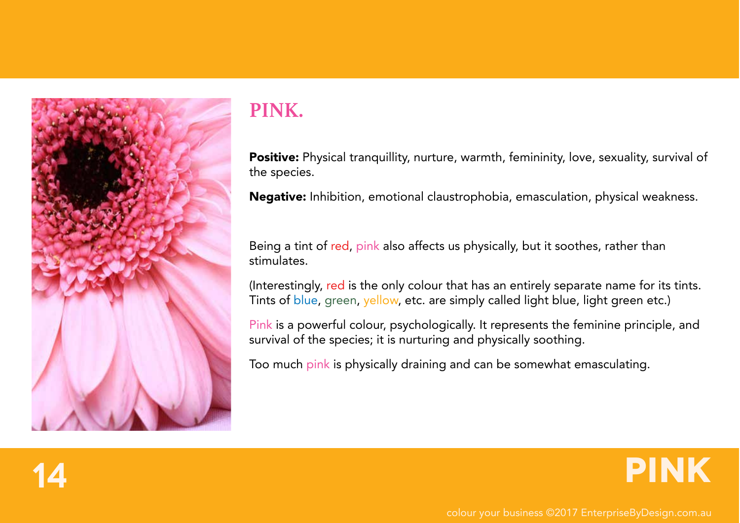# PINK.

**Positive:** Physical tranquillity, nurture, warmth, femininity, love, sexuality, survival of the species.

**Negative:** Inhibition, emotional claustrophobia, emasculation, physical weakness.

Being a tint of red, pink also affects us physically, but it soothes, rather than stimulates.

(Interestingly, red is the only colour that has an entirely separate name for its tints. Tints of blue, green, yellow, etc. are simply called light blue, light green etc.)

Pink is a powerful colour, psychologically. It represents the feminine principle, and survival of the species; it is nurturing and physically soothing.

Too much pink is physically draining and can be somewhat emasculating.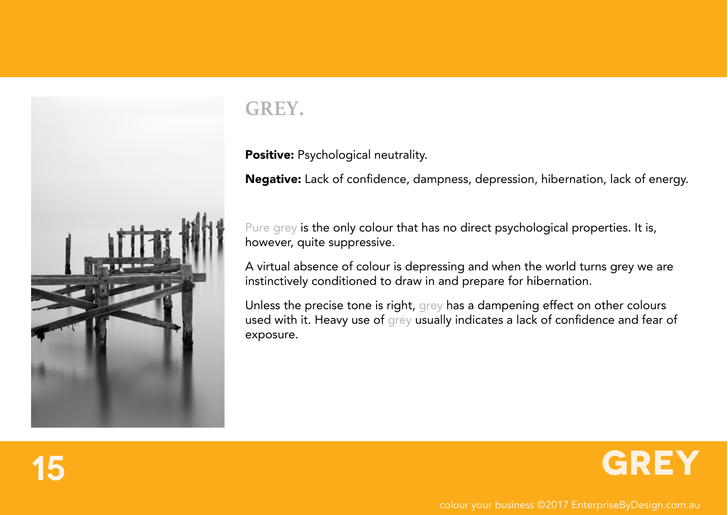# GREY.

**Positive:** Psychological neutrality.

**Negative:** Lack of confidence, dampness, depression, hibernation, lack of energy.

Pure grey is the only colour that has no direct psychological properties. It is, however, quite suppressive.

A virtual absence of colour is depressing and when the world turns grey we are instinctively conditioned to draw in and prepare for hibernation.

Unless the precise tone is right, grey has a dampening effect on other colours used with it. Heavy use of grey usually indicates a lack of confidence and fear of exposure.

GREY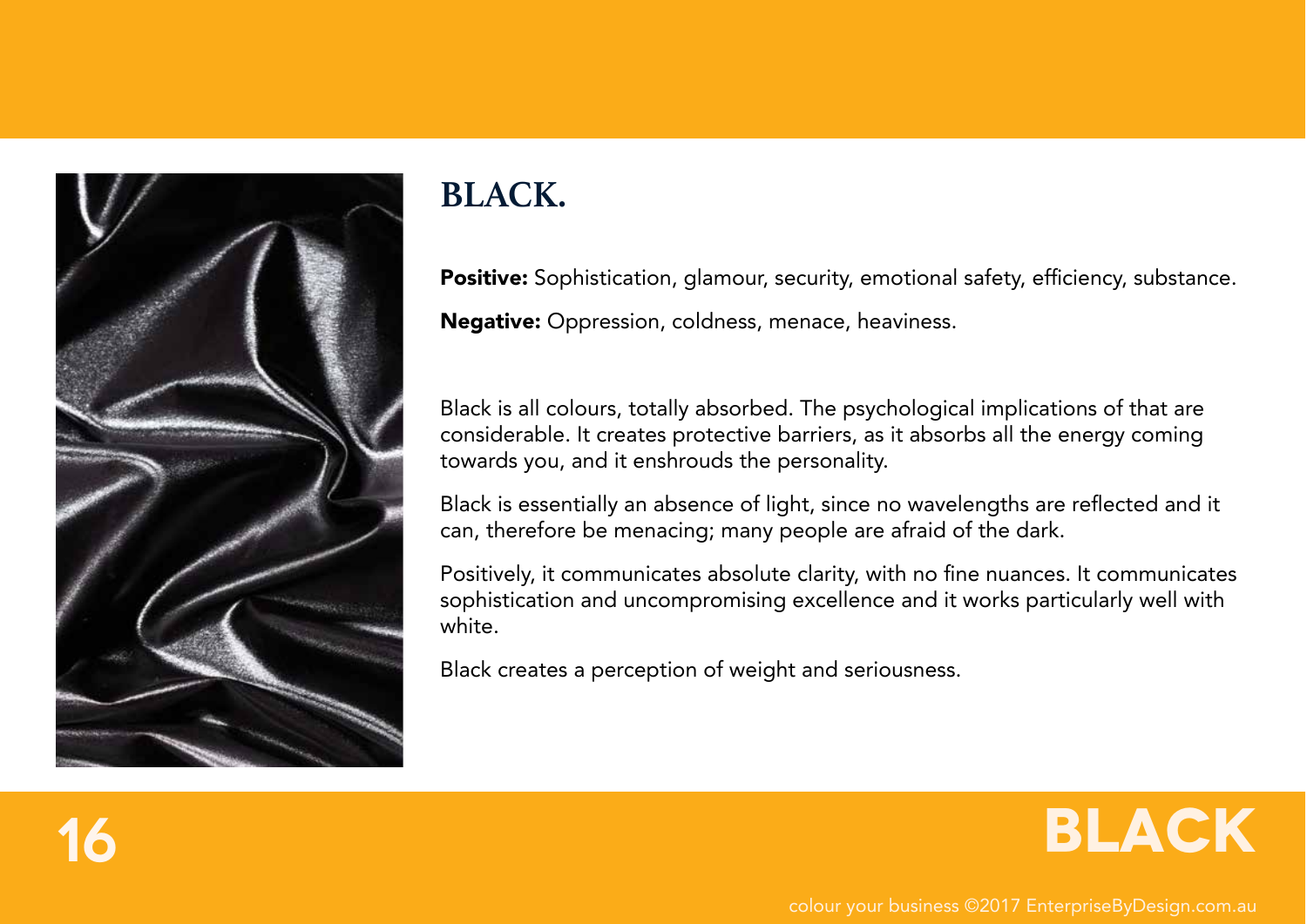# BLACK.

**Positive:** Sophistication, glamour, security, emotional safety, efficiency, substance.

**Negative:** Oppression, coldness, menace, heaviness.

Black is all colours, totally absorbed. The psychological implications of that are considerable. It creates protective barriers, as it absorbs all the energy coming towards you, and it enshrouds the personality.

Black is essentially an absence of light, since no wavelengths are reflected and it can, therefore be menacing; many people are afraid of the dark.

Positively, it communicates absolute clarity, with no fine nuances. It communicates sophistication and uncompromising excellence and it works particularly well with white.

Black creates a perception of weight and seriousness.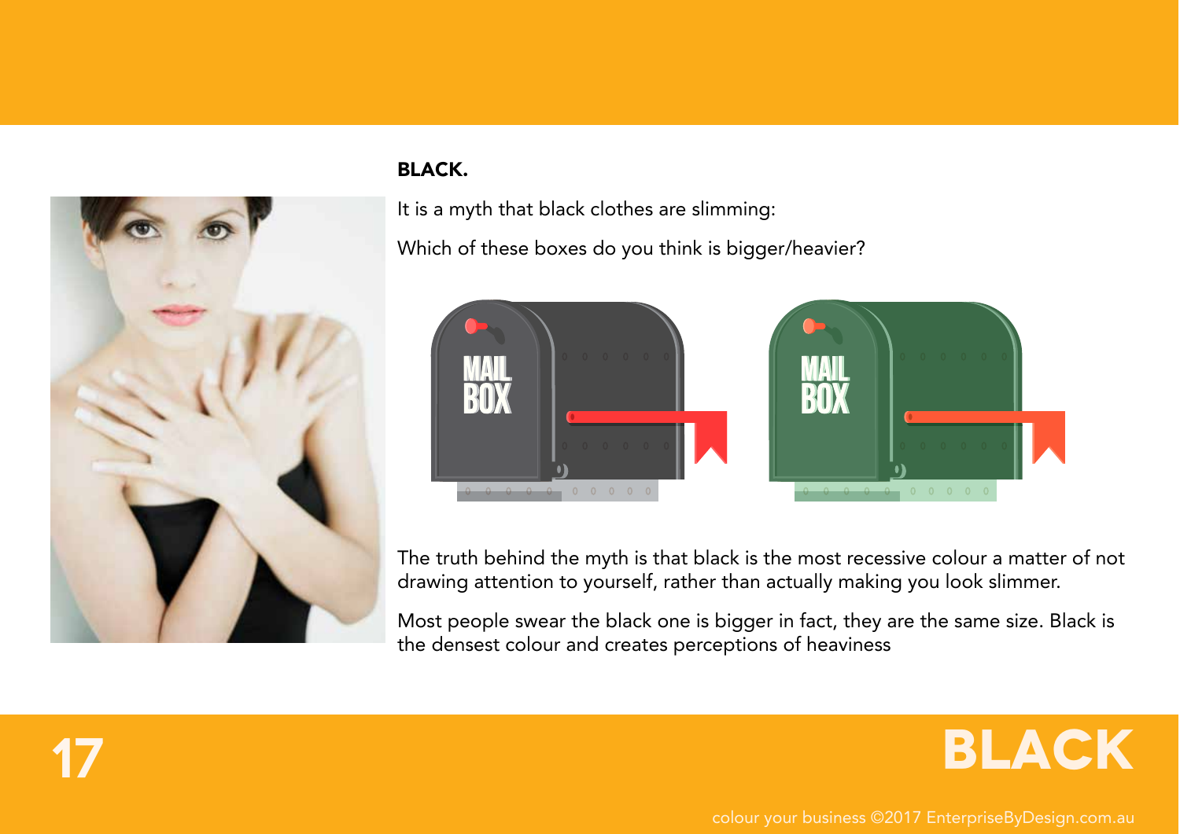**BLACK.**

It is a myth that black clothes are slimming:

Which of these boxes do you think is bigger/heavier?

The truth behind the myth is that black is the most recessive colour a matter of not drawing attention to yourself, rather than actually making you look slimmer.

Most people swear the black one is bigger in fact, they are the same size. Black is the densest colour and creates perceptions of heaviness

# BLACK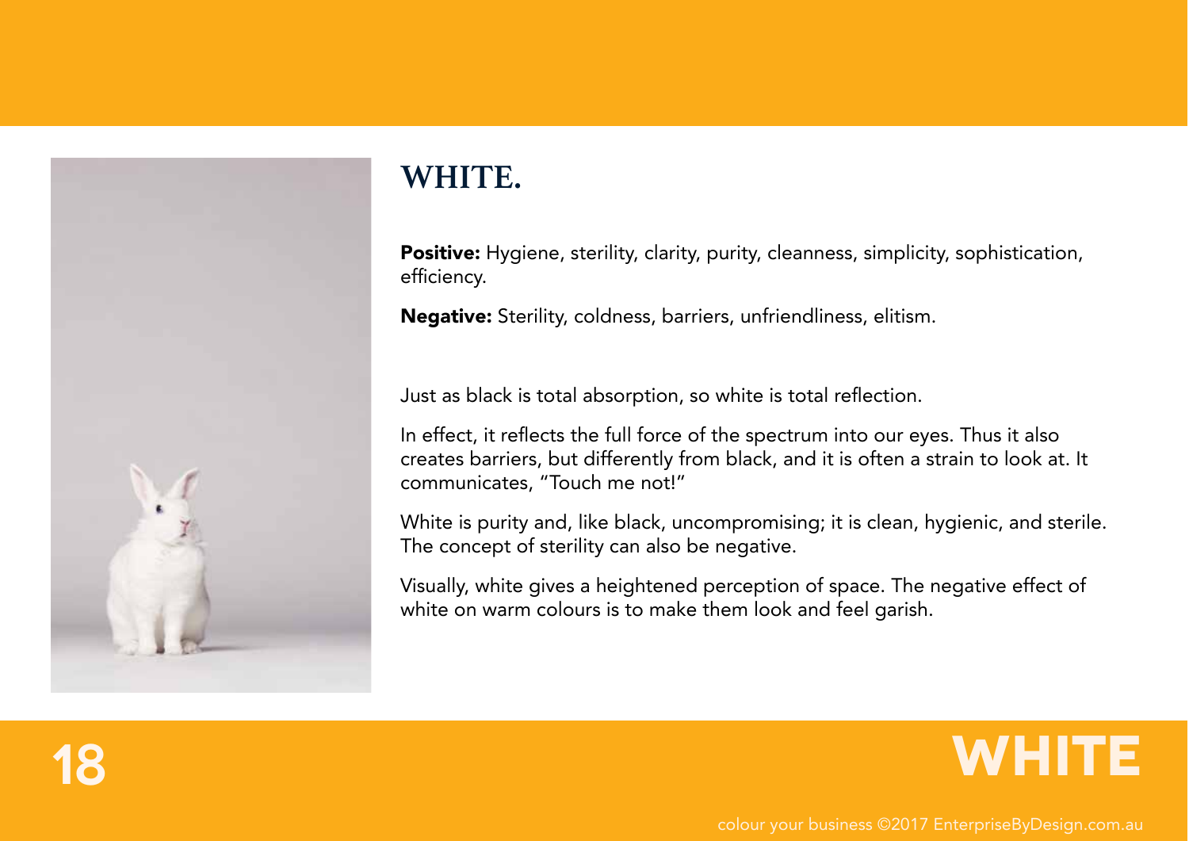# WHITE.

**Positive:** Hygiene, sterility, clarity, purity, cleanness, simplicity, sophistication, efficiency.

**Negative:** Sterility, coldness, barriers, unfriendliness, elitism.

Just as black is total absorption, so white is total reflection.

In effect, it reflects the full force of the spectrum into our eyes. Thus it also creates barriers, but differently from black, and it is often a strain to look at. It communicates, "Touch me not!"

White is purity and, like black, uncompromising; it is clean, hygienic, and sterile. The concept of sterility can also be negative.

Visually, white gives a heightened perception of space. The negative effect of white on warm colours is to make them look and feel garish.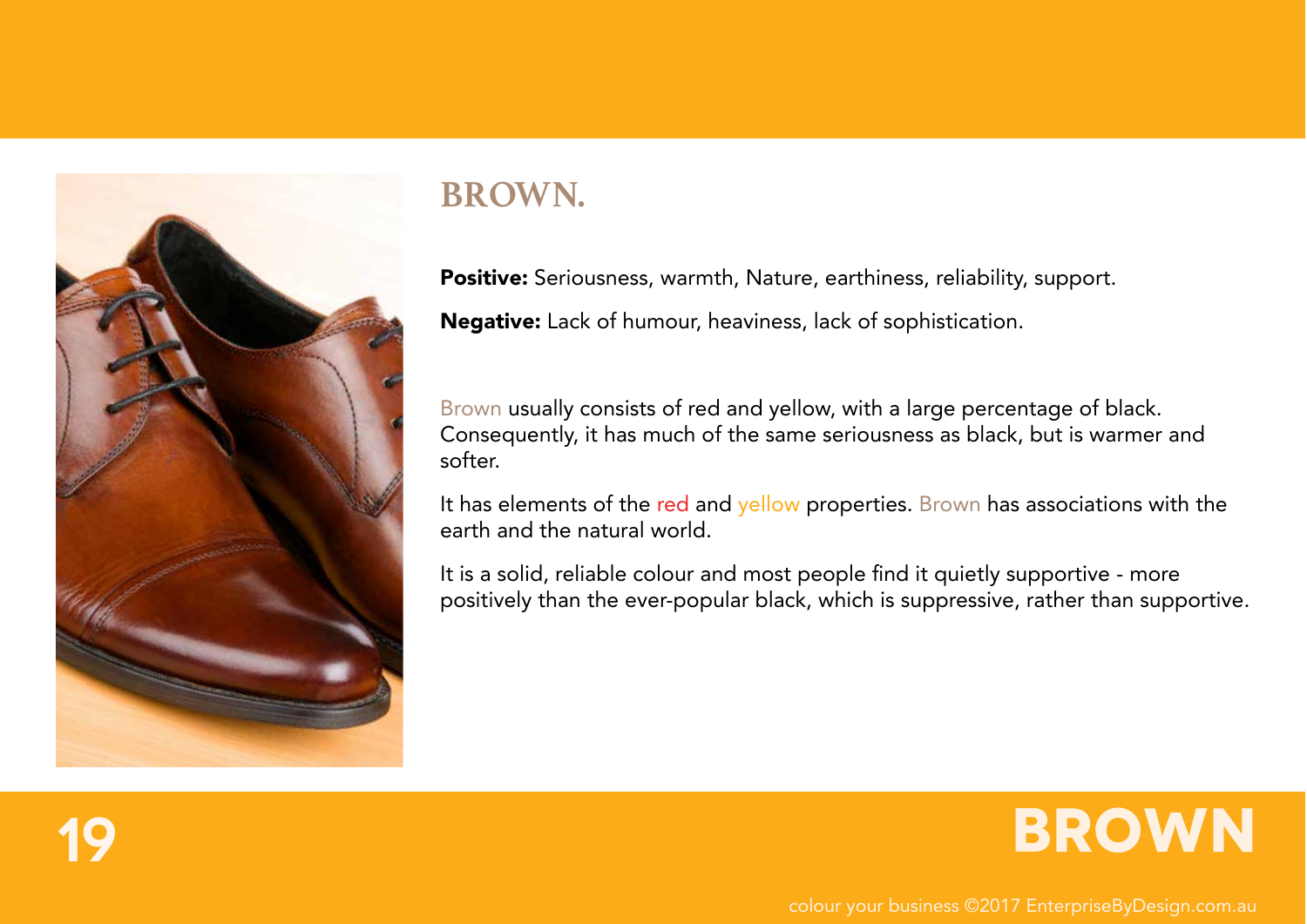# BROWN.

**Positive:** Seriousness, warmth, Nature, earthiness, reliability, support.

**Negative:** Lack of humour, heaviness, lack of sophistication.

Brown usually consists of red and yellow, with a large percentage of black. Consequently, it has much of the same seriousness as black, but is warmer and softer.

It has elements of the red and yellow properties. Brown has associations with the earth and the natural world.

It is a solid, reliable colour and most people find it quietly supportive - more positively than the ever-popular black, which is suppressive, rather than supportive.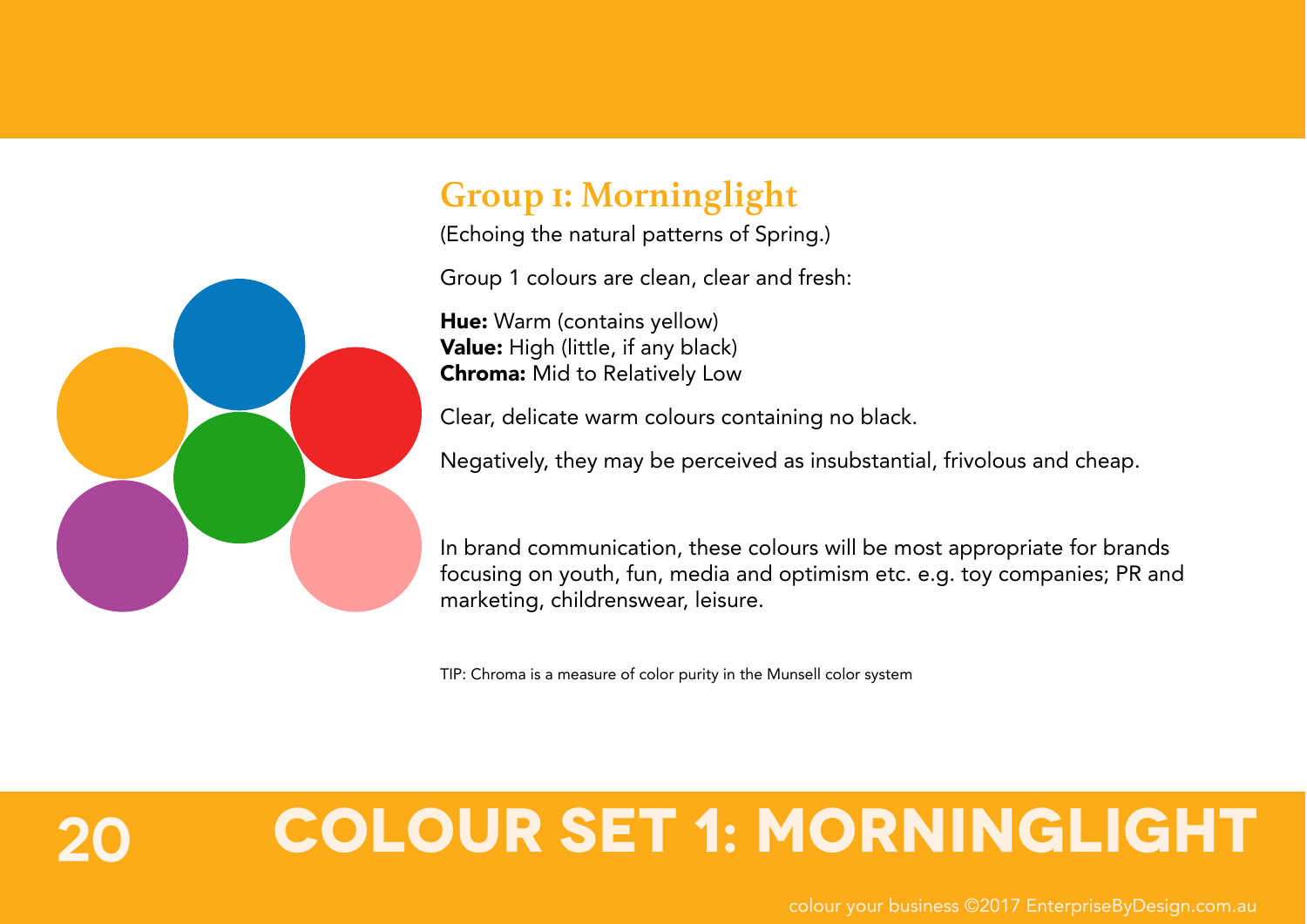## Group 1: Morninglight

(Echoing the natural patterns of Spring.)

Group 1 colours are clean, clear and fresh:

**Hue:** Warm (contains yellow)
**Value:** High (little, if any black)
**Chroma:** Mid to Relatively Low

Clear, delicate warm colours containing no black.

Negatively, they may be perceived as insubstantial, frivolous and cheap.

In brand communication, these colours will be most appropriate for brands focusing on youth, fun, media and optimism etc. e.g. toy companies; PR and marketing, childrenswear, leisure.

TIP: Chroma is a measure of color purity in the Munsell color system

# COLOUR SET 1: MORNINGLIGHT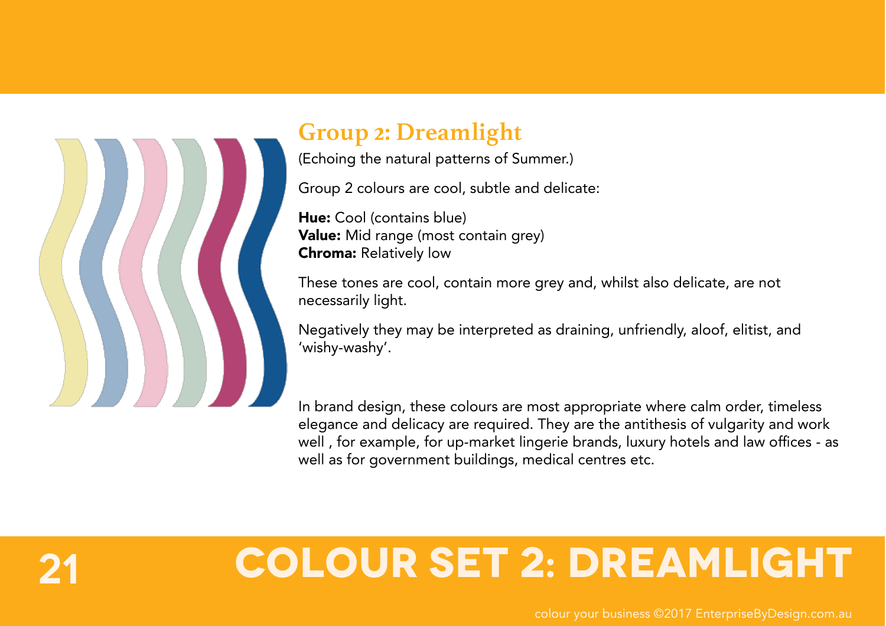# COLOUR SET 2: DREAMLIGHT

## Group 2: Dreamlight

(Echoing the natural patterns of Summer.)

Group 2 colours are cool, subtle and delicate:

**Hue:** Cool (contains blue)
**Value:** Mid range (most contain grey)
**Chroma:** Relatively low

These tones are cool, contain more grey and, whilst also delicate, are not necessarily light.

Negatively they may be interpreted as draining, unfriendly, aloof, elitist, and 'wishy-washy'.

In brand design, these colours are most appropriate where calm order, timeless elegance and delicacy are required. They are the antithesis of vulgarity and work well , for example, for up-market lingerie brands, luxury hotels and law offices - as well as for government buildings, medical centres etc.

colour your business ©2017 EnterpriseByDesign.com.au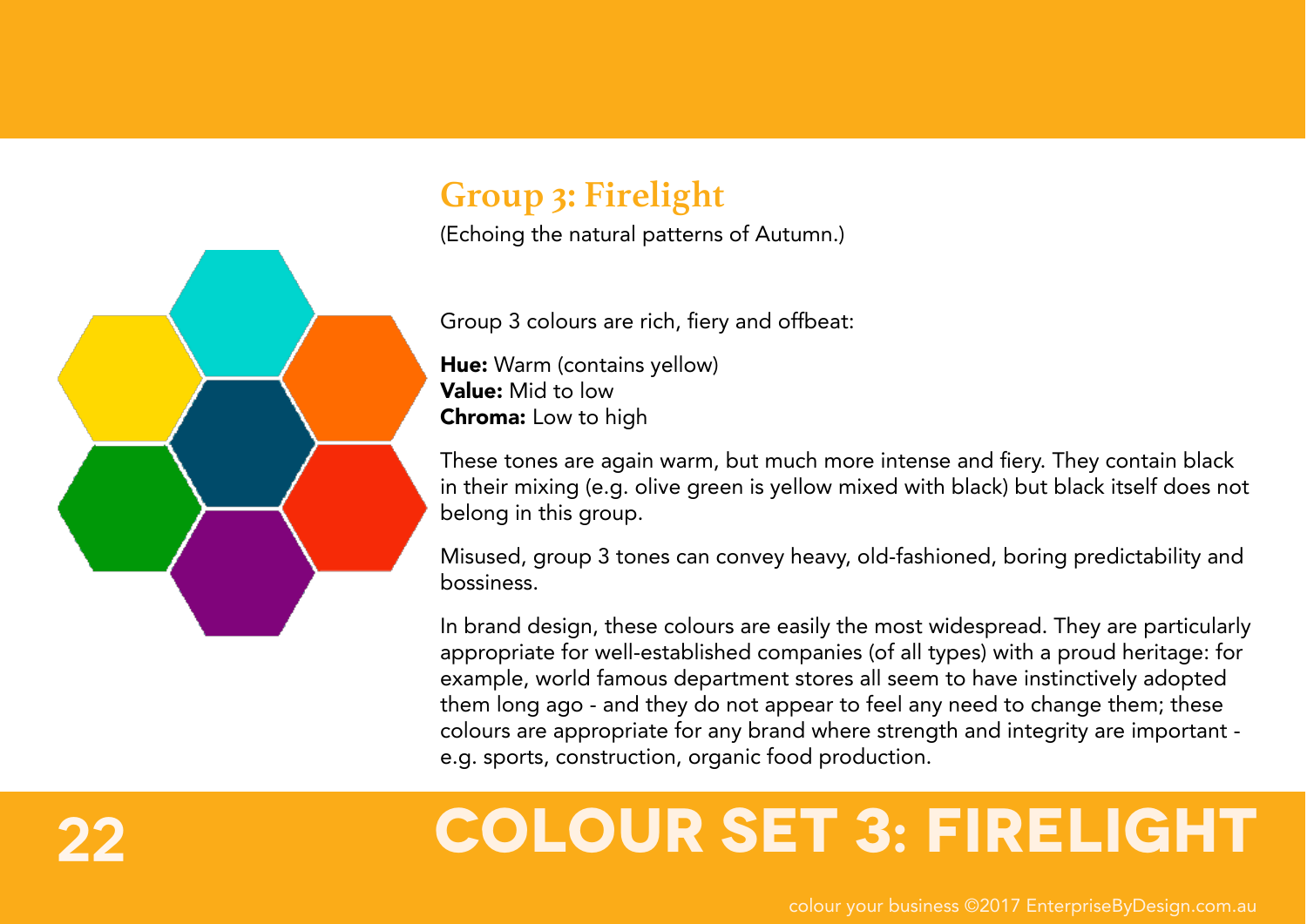## Group 3: Firelight

(Echoing the natural patterns of Autumn.)

Group 3 colours are rich, fiery and offbeat:

**Hue:** Warm (contains yellow)
**Value:** Mid to low
**Chroma:** Low to high

These tones are again warm, but much more intense and fiery. They contain black in their mixing (e.g. olive green is yellow mixed with black) but black itself does not belong in this group.

Misused, group 3 tones can convey heavy, old-fashioned, boring predictability and bossiness.

In brand design, these colours are easily the most widespread. They are particularly appropriate for well-established companies (of all types) with a proud heritage: for example, world famous department stores all seem to have instinctively adopted them long ago - and they do not appear to feel any need to change them; these colours are appropriate for any brand where strength and integrity are important - e.g. sports, construction, organic food production.

# COLOUR SET 3: FIRELIGHT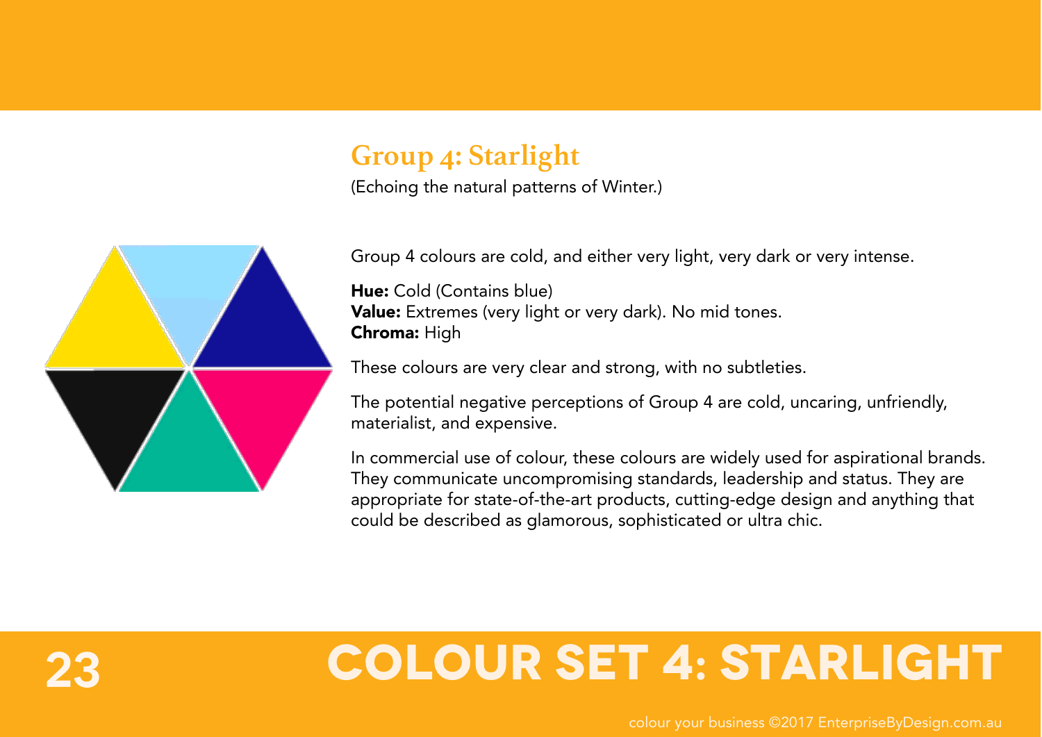## Group 4: Starlight

(Echoing the natural patterns of Winter.)

Group 4 colours are cold, and either very light, very dark or very intense.

**Hue:** Cold (Contains blue)
**Value:** Extremes (very light or very dark). No mid tones.
**Chroma:** High

These colours are very clear and strong, with no subtleties.

The potential negative perceptions of Group 4 are cold, uncaring, unfriendly, materialist, and expensive.

In commercial use of colour, these colours are widely used for aspirational brands. They communicate uncompromising standards, leadership and status. They are appropriate for state-of-the-art products, cutting-edge design and anything that could be described as glamorous, sophisticated or ultra chic.

# COLOUR SET 4: STARLIGHT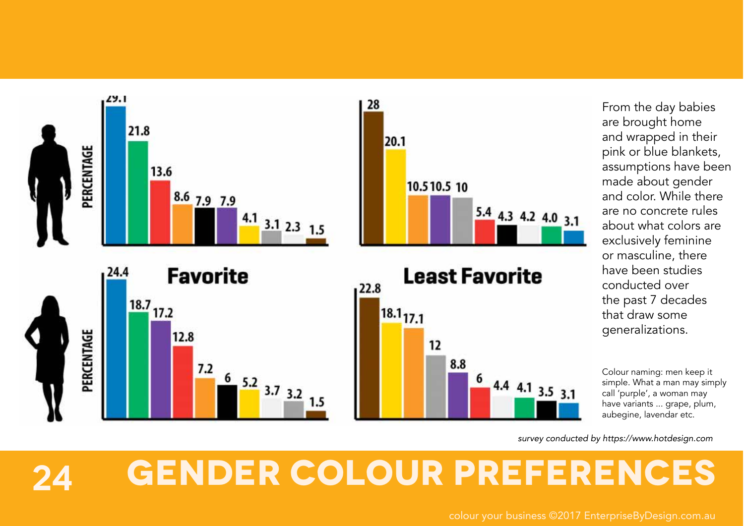# GENDER COLOUR PREFERENCES

**Favorite**

| | | | | | | | | | | |
|---|---|---|---|---|---|---|---|---|---|---|
| Men (PERCENTAGE) | 29.1 | 21.8 | 13.6 | 8.6 | 7.9 | 7.9 | 4.1 | 3.1 | 2.3 | 1.5 |
| Women (PERCENTAGE) | 24.4 | 18.7 | 17.2 | 12.8 | 7.2 | 6 | 5.2 | 3.7 | 3.2 | 1.5 |

**Least Favorite**

| | | | | | | | | | | |
|---|---|---|---|---|---|---|---|---|---|---|
| Men | 28 | 20.1 | 10.5 | 10.5 | 10 | 5.4 | 4.3 | 4.2 | 4.0 | 3.1 |
| Women | 22.8 | 18.1 | 17.1 | 12 | 8.8 | 6 | 4.4 | 4.1 | 3.5 | 3.1 |

From the day babies are brought home and wrapped in their pink or blue blankets, assumptions have been made about gender and color. While there are no concrete rules about what colors are exclusively feminine or masculine, there have been studies conducted over the past 7 decades that draw some generalizations.

Colour naming: men keep it simple. What a man may simply call 'purple', a woman may have variants ... grape, plum, aubegine, lavendar etc.

*survey conducted by https://www.hotdesign.com*

colour your business ©2017 EnterpriseByDesign.com.au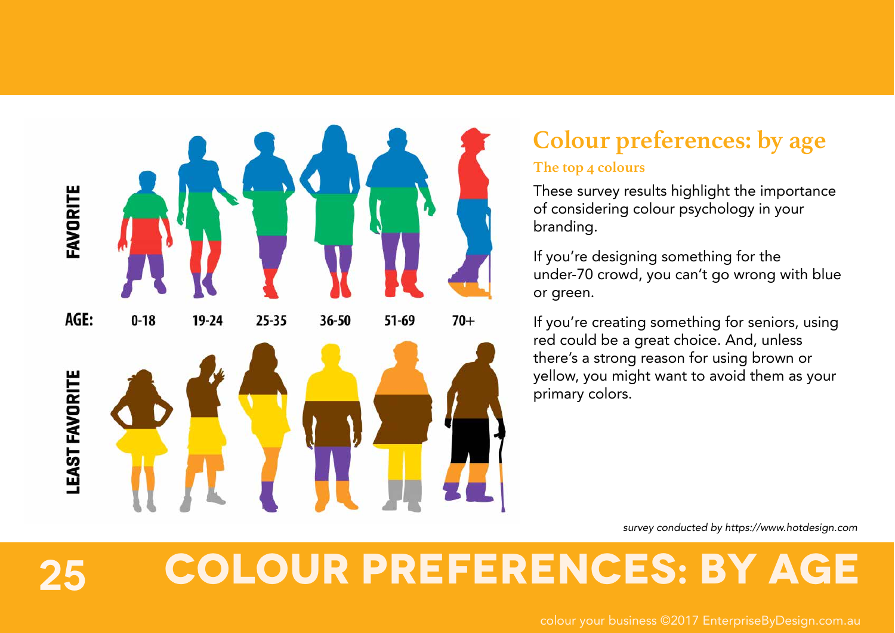# COLOUR PREFERENCES: BY AGE

FAVORITE

AGE: 0-18 | 19-24 | 25-35 | 36-50 | 51-69 | 70+

LEAST FAVORITE

## Colour preferences: by age

### The top 4 colours

These survey results highlight the importance of considering colour psychology in your branding.

If you're designing something for the under-70 crowd, you can't go wrong with blue or green.

If you're creating something for seniors, using red could be a great choice. And, unless there's a strong reason for using brown or yellow, you might want to avoid them as your primary colors.

*survey conducted by https://www.hotdesign.com*

colour your business ©2017 EnterpriseByDesign.com.au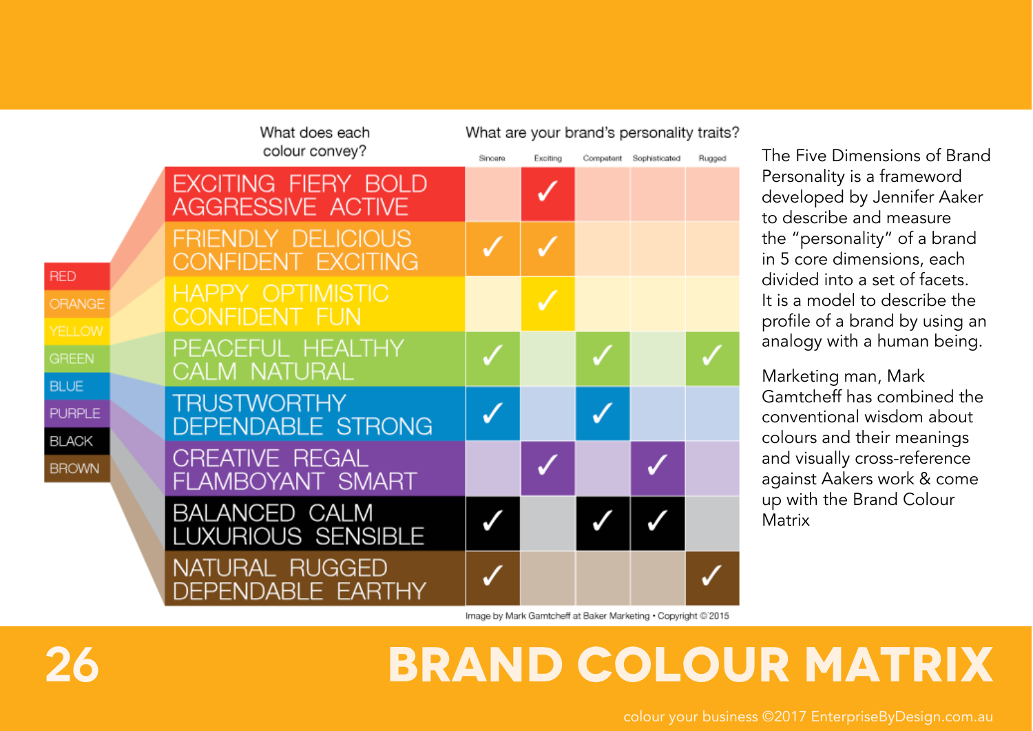# BRAND COLOUR MATRIX

| Colour | What does each colour convey? | Sincere | Exciting | Competent | Sophisticated | Rugged |
|---|---|---|---|---|---|---|
| RED | EXCITING FIERY BOLD AGGRESSIVE ACTIVE | | ✓ | | | |
| ORANGE | FRIENDLY DELICIOUS CONFIDENT EXCITING | ✓ | ✓ | | | |
| YELLOW | HAPPY OPTIMISTIC CONFIDENT FUN | | ✓ | | | |
| GREEN | PEACEFUL HEALTHY CALM NATURAL | ✓ | | ✓ | | ✓ |
| BLUE | TRUSTWORTHY DEPENDABLE STRONG | ✓ | | ✓ | | |
| PURPLE | CREATIVE REGAL FLAMBOYANT SMART | | ✓ | | ✓ | |
| BLACK | BALANCED CALM LUXURIOUS SENSIBLE | ✓ | | ✓ | ✓ | |
| BROWN | NATURAL RUGGED DEPENDABLE EARTHY | ✓ | | | | ✓ |

What are your brand's personality traits?

Image by Mark Gamtcheff at Baker Marketing • Copyright ©2015

The Five Dimensions of Brand Personality is a framework developed by Jennifer Aaker to describe and measure the "personality" of a brand in 5 core dimensions, each divided into a set of facets. It is a model to describe the profile of a brand by using an analogy with a human being.

Marketing man, Mark Gamtcheff has combined the conventional wisdom about colours and their meanings and visually cross-reference against Aakers work & come up with the Brand Colour Matrix

colour your business ©2017 EnterpriseByDesign.com.au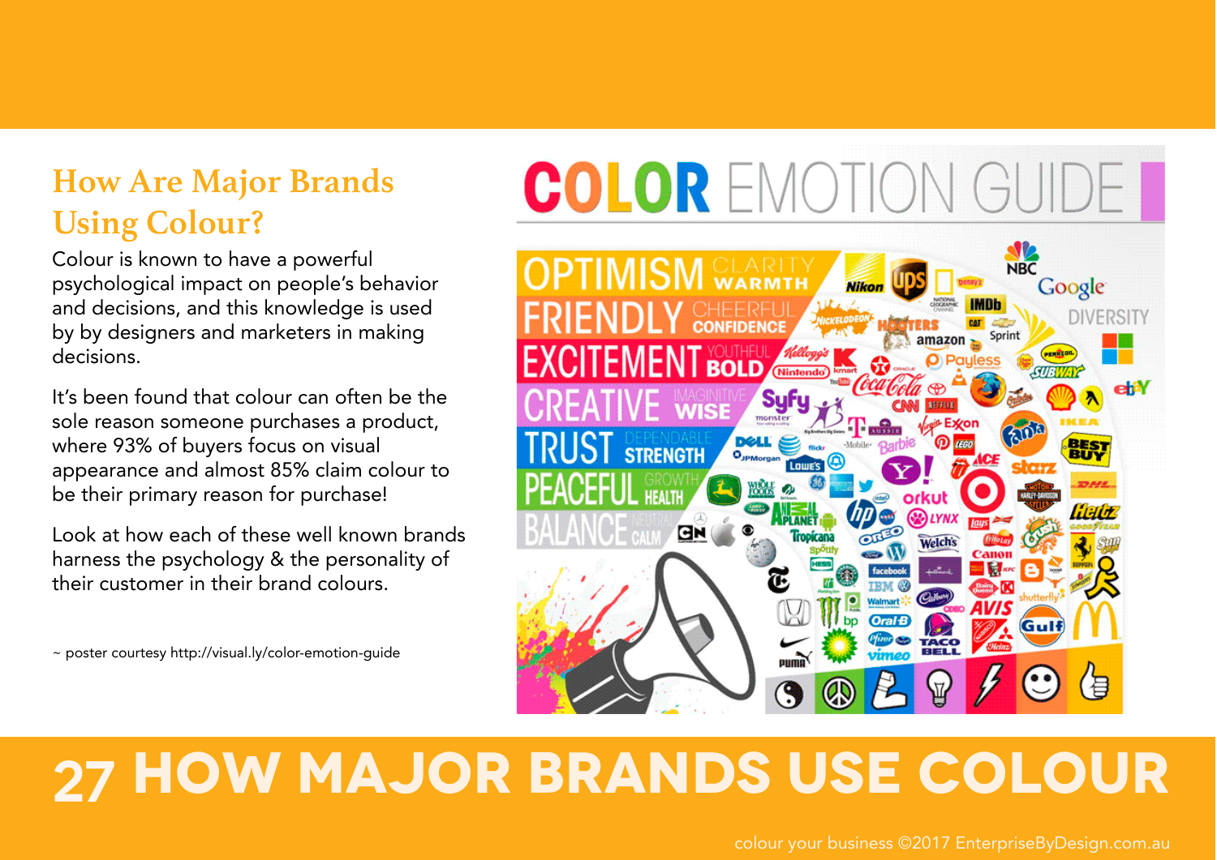## How Are Major Brands Using Colour?

Colour is known to have a powerful psychological impact on people's behavior and decisions, and this knowledge is used by by designers and marketers in making decisions.

It's been found that colour can often be the sole reason someone purchases a product, where 93% of buyers focus on visual appearance and almost 85% claim colour to be their primary reason for purchase!

Look at how each of these well known brands harness the psychology & the personality of their customer in their brand colours.

~ poster courtesy http://visual.ly/color-emotion-guide

# 27 HOW MAJOR BRANDS USE COLOUR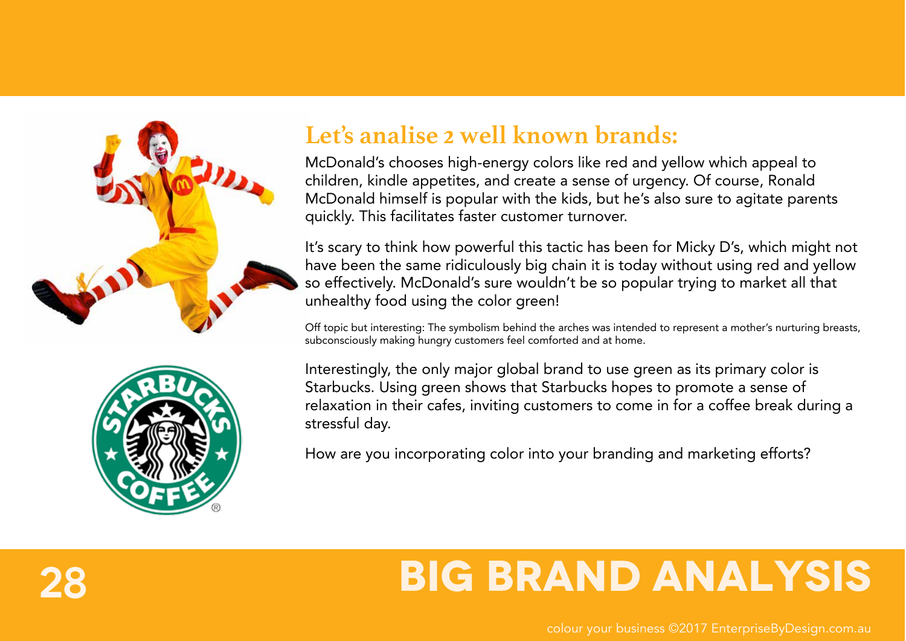# BIG BRAND ANALYSIS

## Let's analise 2 well known brands:

McDonald's chooses high-energy colors like red and yellow which appeal to children, kindle appetites, and create a sense of urgency. Of course, Ronald McDonald himself is popular with the kids, but he's also sure to agitate parents quickly. This facilitates faster customer turnover.

It's scary to think how powerful this tactic has been for Micky D's, which might not have been the same ridiculously big chain it is today without using red and yellow so effectively. McDonald's sure wouldn't be so popular trying to market all that unhealthy food using the color green!

Off topic but interesting: The symbolism behind the arches was intended to represent a mother's nurturing breasts, subconsciously making hungry customers feel comforted and at home.

Interestingly, the only major global brand to use green as its primary color is Starbucks. Using green shows that Starbucks hopes to promote a sense of relaxation in their cafes, inviting customers to come in for a coffee break during a stressful day.

How are you incorporating color into your branding and marketing efforts?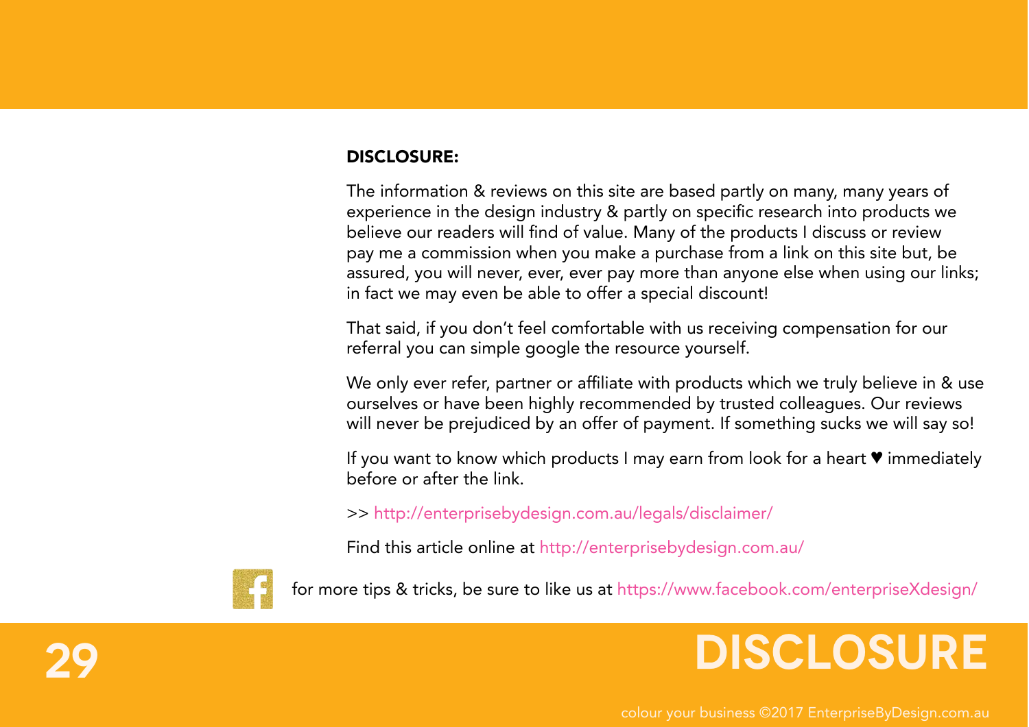**DISCLOSURE:**

The information & reviews on this site are based partly on many, many years of experience in the design industry & partly on specific research into products we believe our readers will find of value. Many of the products I discuss or review pay me a commission when you make a purchase from a link on this site but, be assured, you will never, ever, ever pay more than anyone else when using our links; in fact we may even be able to offer a special discount!

That said, if you don't feel comfortable with us receiving compensation for our referral you can simple google the resource yourself.

We only ever refer, partner or affiliate with products which we truly believe in & use ourselves or have been highly recommended by trusted colleagues. Our reviews will never be prejudiced by an offer of payment. If something sucks we will say so!

If you want to know which products I may earn from look for a heart ♥ immediately before or after the link.

>> http://enterprisebydesign.com.au/legals/disclaimer/

Find this article online at http://enterprisebydesign.com.au/

for more tips & tricks, be sure to like us at https://www.facebook.com/enterpriseXdesign/

# DISCLOSURE